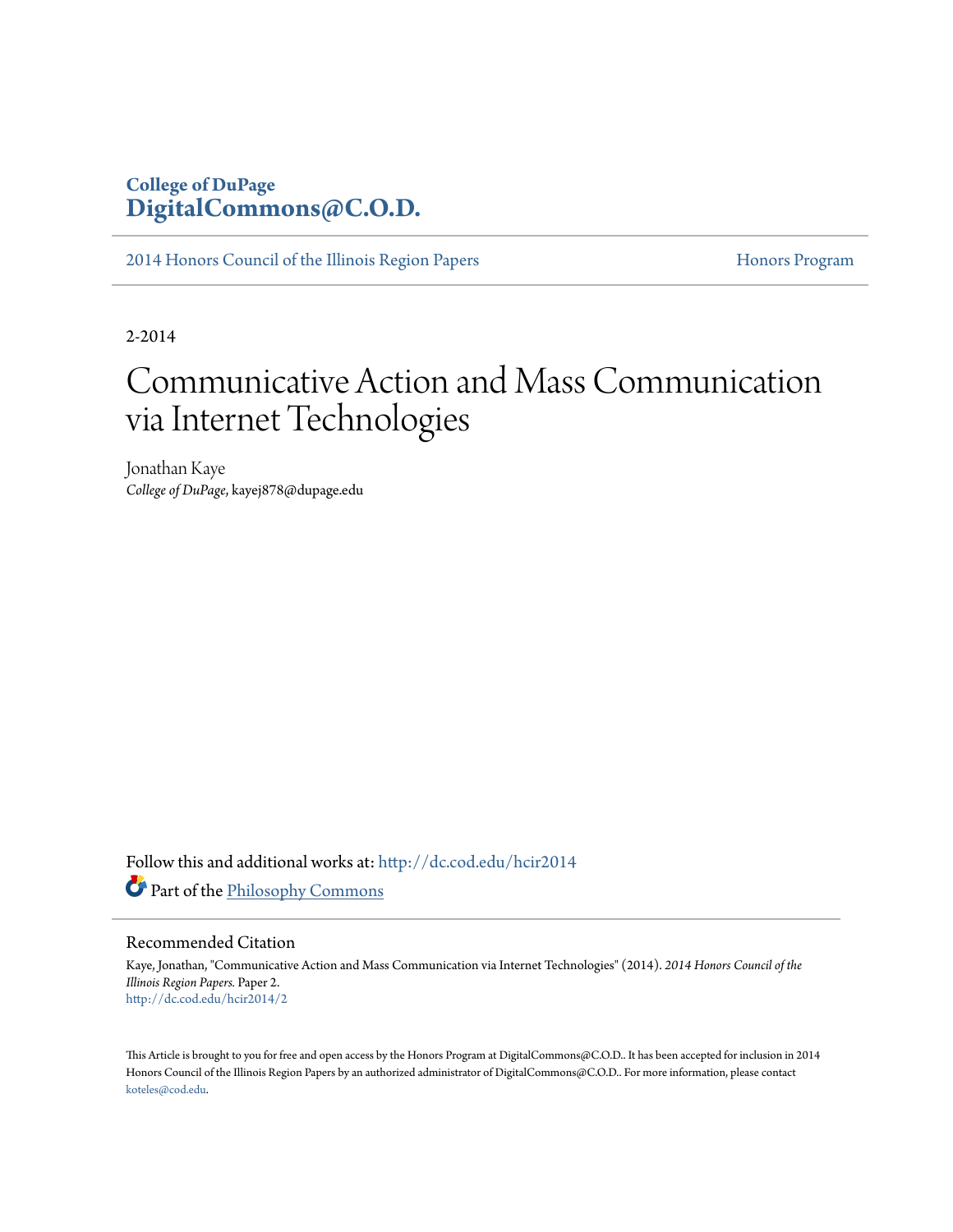College of DuPage
**DigitalCommons@C.O.D.**

2014 Honors Council of the Illinois Region Papers | Honors Program

2-2014

# Communicative Action and Mass Communication via Internet Technologies

Jonathan Kaye
*College of DuPage*, kayej878@dupage.edu

Follow this and additional works at: http://dc.cod.edu/hcir2014

Part of the Philosophy Commons

## Recommended Citation

Kaye, Jonathan, "Communicative Action and Mass Communication via Internet Technologies" (2014). *2014 Honors Council of the Illinois Region Papers.* Paper 2.
http://dc.cod.edu/hcir2014/2

This Article is brought to you for free and open access by the Honors Program at DigitalCommons@C.O.D.. It has been accepted for inclusion in 2014 Honors Council of the Illinois Region Papers by an authorized administrator of DigitalCommons@C.O.D.. For more information, please contact koteles@cod.edu.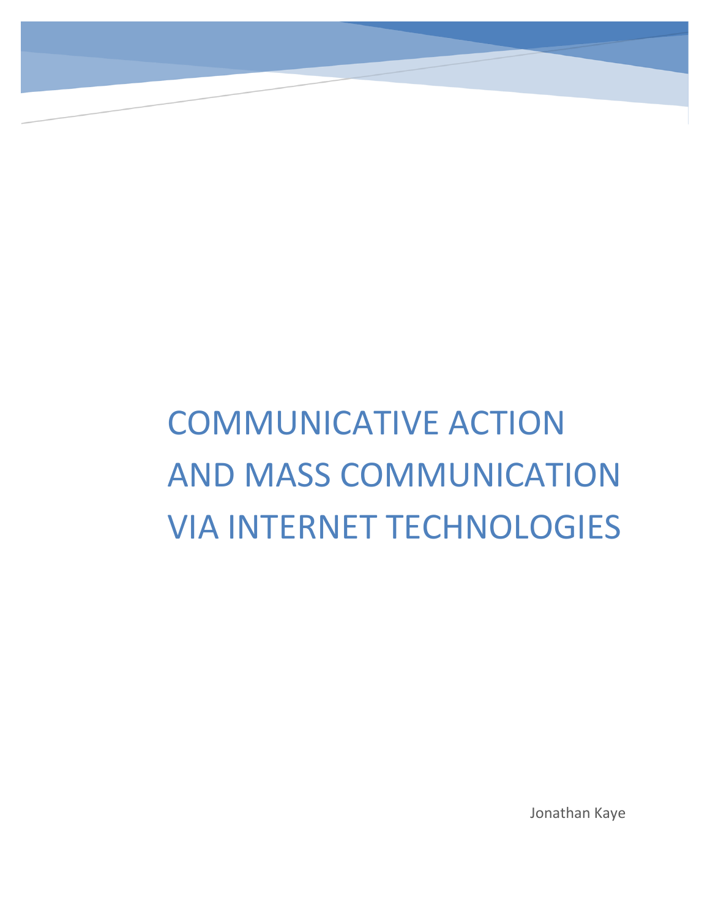# COMMUNICATIVE ACTION AND MASS COMMUNICATION VIA INTERNET TECHNOLOGIES

Jonathan Kaye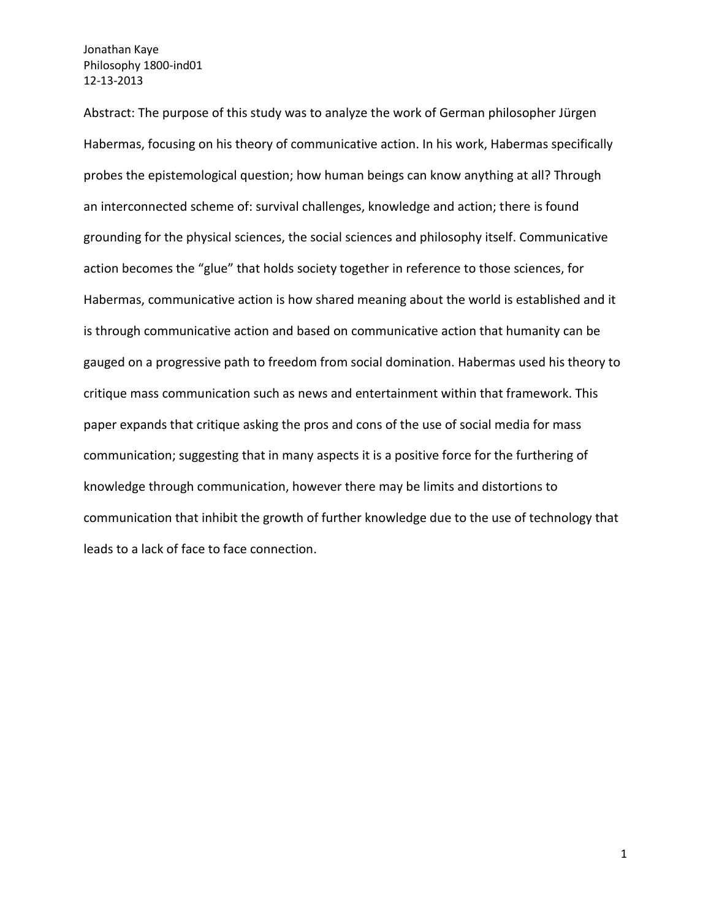Jonathan Kaye
Philosophy 1800-ind01
12-13-2013

Abstract: The purpose of this study was to analyze the work of German philosopher Jürgen Habermas, focusing on his theory of communicative action. In his work, Habermas specifically probes the epistemological question; how human beings can know anything at all? Through an interconnected scheme of: survival challenges, knowledge and action; there is found grounding for the physical sciences, the social sciences and philosophy itself. Communicative action becomes the "glue" that holds society together in reference to those sciences, for Habermas, communicative action is how shared meaning about the world is established and it is through communicative action and based on communicative action that humanity can be gauged on a progressive path to freedom from social domination. Habermas used his theory to critique mass communication such as news and entertainment within that framework. This paper expands that critique asking the pros and cons of the use of social media for mass communication; suggesting that in many aspects it is a positive force for the furthering of knowledge through communication, however there may be limits and distortions to communication that inhibit the growth of further knowledge due to the use of technology that leads to a lack of face to face connection.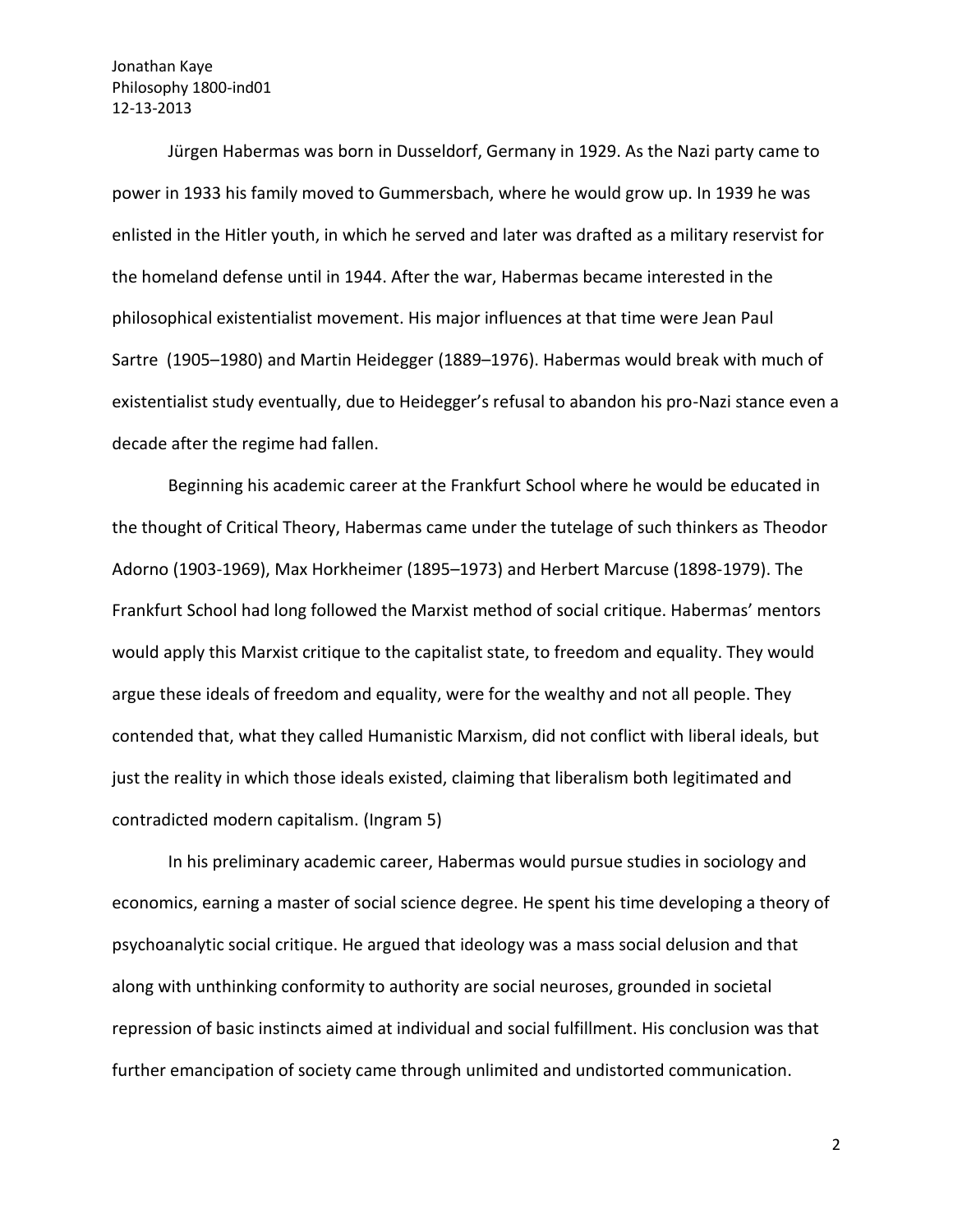Jonathan Kaye
Philosophy 1800-ind01
12-13-2013

Jürgen Habermas was born in Dusseldorf, Germany in 1929. As the Nazi party came to power in 1933 his family moved to Gummersbach, where he would grow up. In 1939 he was enlisted in the Hitler youth, in which he served and later was drafted as a military reservist for the homeland defense until in 1944. After the war, Habermas became interested in the philosophical existentialist movement. His major influences at that time were Jean Paul Sartre (1905–1980) and Martin Heidegger (1889–1976). Habermas would break with much of existentialist study eventually, due to Heidegger's refusal to abandon his pro-Nazi stance even a decade after the regime had fallen.

Beginning his academic career at the Frankfurt School where he would be educated in the thought of Critical Theory, Habermas came under the tutelage of such thinkers as Theodor Adorno (1903-1969), Max Horkheimer (1895–1973) and Herbert Marcuse (1898-1979). The Frankfurt School had long followed the Marxist method of social critique. Habermas' mentors would apply this Marxist critique to the capitalist state, to freedom and equality. They would argue these ideals of freedom and equality, were for the wealthy and not all people. They contended that, what they called Humanistic Marxism, did not conflict with liberal ideals, but just the reality in which those ideals existed, claiming that liberalism both legitimated and contradicted modern capitalism. (Ingram 5)

In his preliminary academic career, Habermas would pursue studies in sociology and economics, earning a master of social science degree. He spent his time developing a theory of psychoanalytic social critique. He argued that ideology was a mass social delusion and that along with unthinking conformity to authority are social neuroses, grounded in societal repression of basic instincts aimed at individual and social fulfillment. His conclusion was that further emancipation of society came through unlimited and undistorted communication.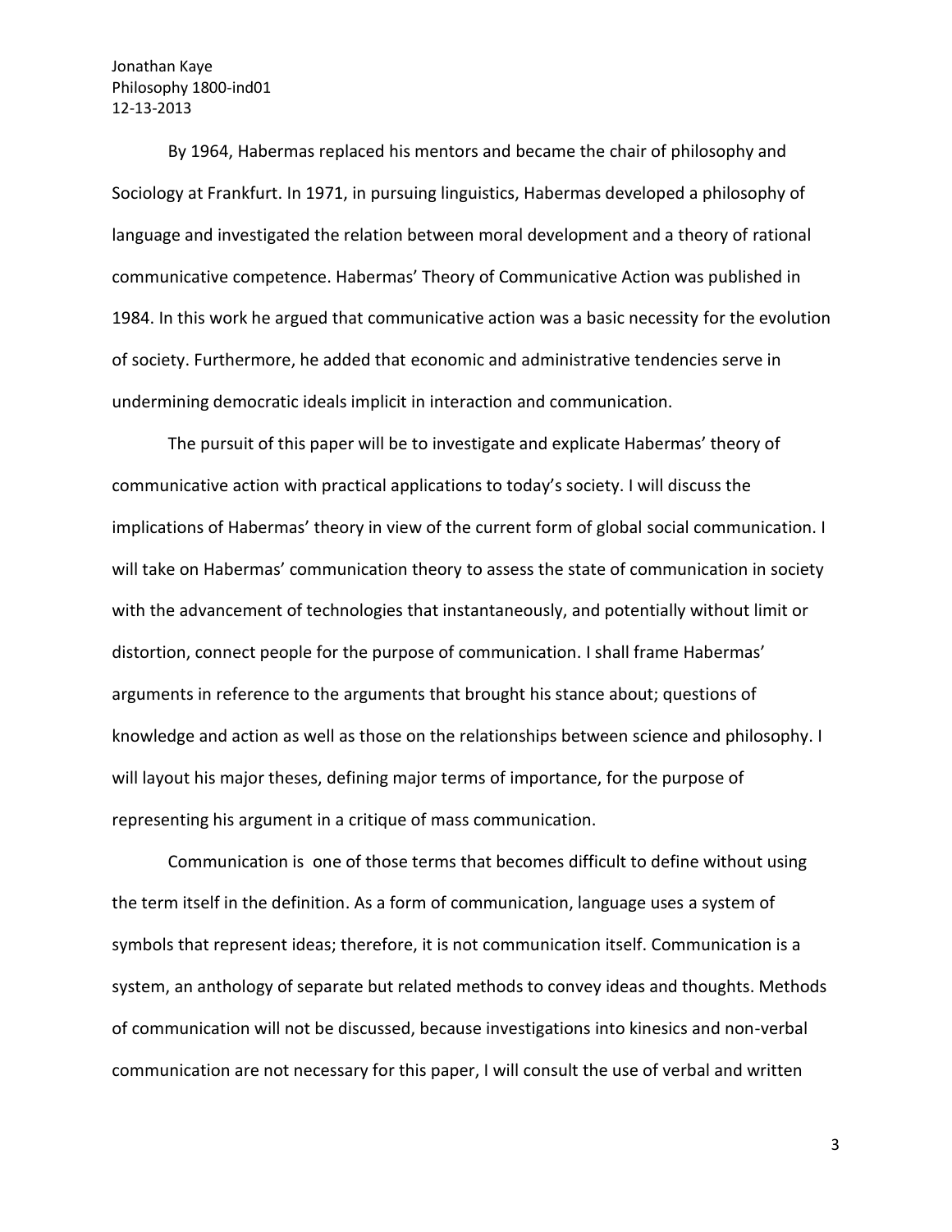By 1964, Habermas replaced his mentors and became the chair of philosophy and Sociology at Frankfurt. In 1971, in pursuing linguistics, Habermas developed a philosophy of language and investigated the relation between moral development and a theory of rational communicative competence. Habermas' Theory of Communicative Action was published in 1984. In this work he argued that communicative action was a basic necessity for the evolution of society. Furthermore, he added that economic and administrative tendencies serve in undermining democratic ideals implicit in interaction and communication.

The pursuit of this paper will be to investigate and explicate Habermas' theory of communicative action with practical applications to today's society. I will discuss the implications of Habermas' theory in view of the current form of global social communication. I will take on Habermas' communication theory to assess the state of communication in society with the advancement of technologies that instantaneously, and potentially without limit or distortion, connect people for the purpose of communication. I shall frame Habermas' arguments in reference to the arguments that brought his stance about; questions of knowledge and action as well as those on the relationships between science and philosophy. I will layout his major theses, defining major terms of importance, for the purpose of representing his argument in a critique of mass communication.

Communication is one of those terms that becomes difficult to define without using the term itself in the definition. As a form of communication, language uses a system of symbols that represent ideas; therefore, it is not communication itself. Communication is a system, an anthology of separate but related methods to convey ideas and thoughts. Methods of communication will not be discussed, because investigations into kinesics and non-verbal communication are not necessary for this paper, I will consult the use of verbal and written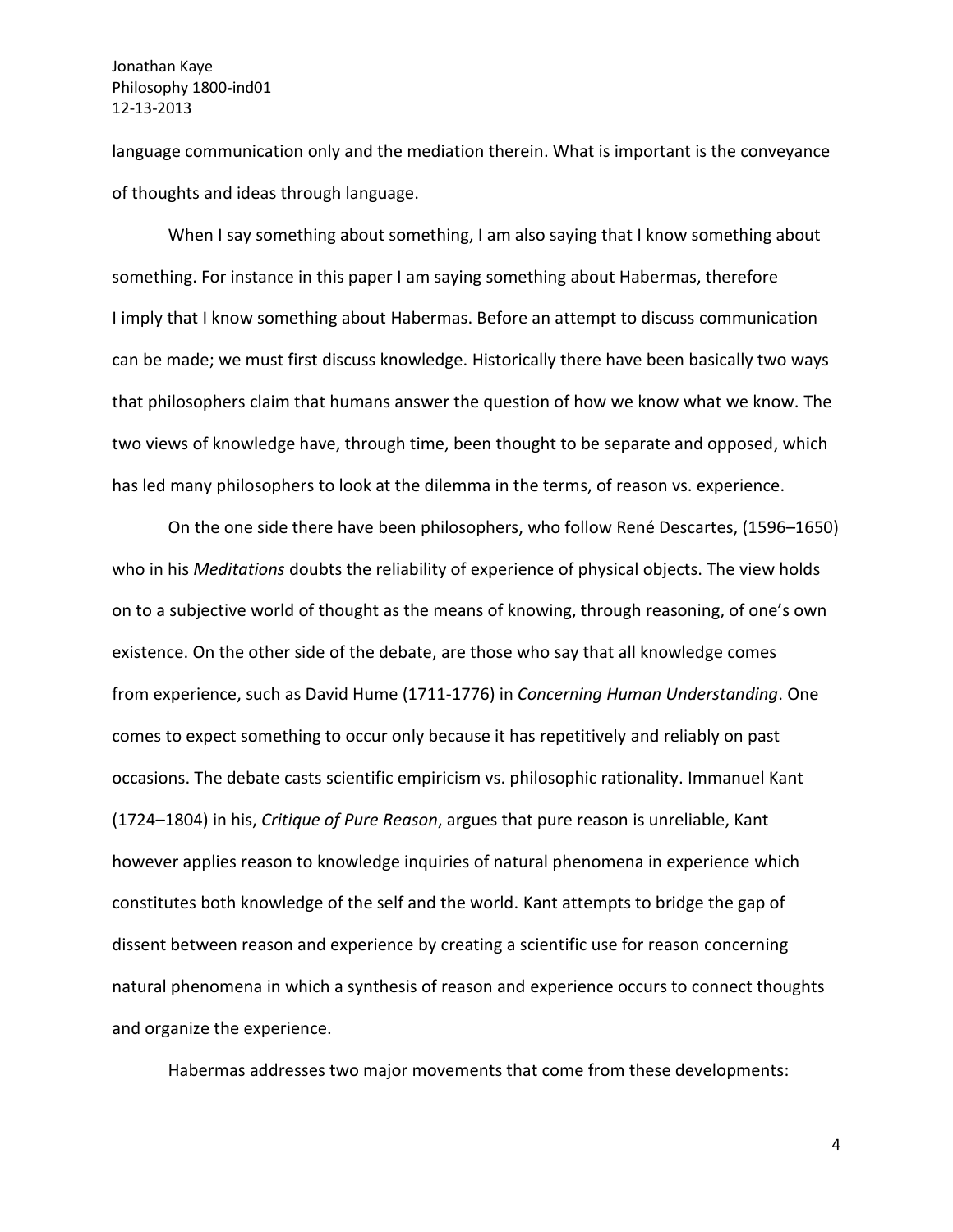language communication only and the mediation therein. What is important is the conveyance of thoughts and ideas through language.

When I say something about something, I am also saying that I know something about something. For instance in this paper I am saying something about Habermas, therefore I imply that I know something about Habermas. Before an attempt to discuss communication can be made; we must first discuss knowledge. Historically there have been basically two ways that philosophers claim that humans answer the question of how we know what we know. The two views of knowledge have, through time, been thought to be separate and opposed, which has led many philosophers to look at the dilemma in the terms, of reason vs. experience.

On the one side there have been philosophers, who follow René Descartes, (1596–1650) who in his *Meditations* doubts the reliability of experience of physical objects. The view holds on to a subjective world of thought as the means of knowing, through reasoning, of one's own existence. On the other side of the debate, are those who say that all knowledge comes from experience, such as David Hume (1711-1776) in *Concerning Human Understanding*. One comes to expect something to occur only because it has repetitively and reliably on past occasions. The debate casts scientific empiricism vs. philosophic rationality. Immanuel Kant (1724–1804) in his, *Critique of Pure Reason*, argues that pure reason is unreliable, Kant however applies reason to knowledge inquiries of natural phenomena in experience which constitutes both knowledge of the self and the world. Kant attempts to bridge the gap of dissent between reason and experience by creating a scientific use for reason concerning natural phenomena in which a synthesis of reason and experience occurs to connect thoughts and organize the experience.

Habermas addresses two major movements that come from these developments: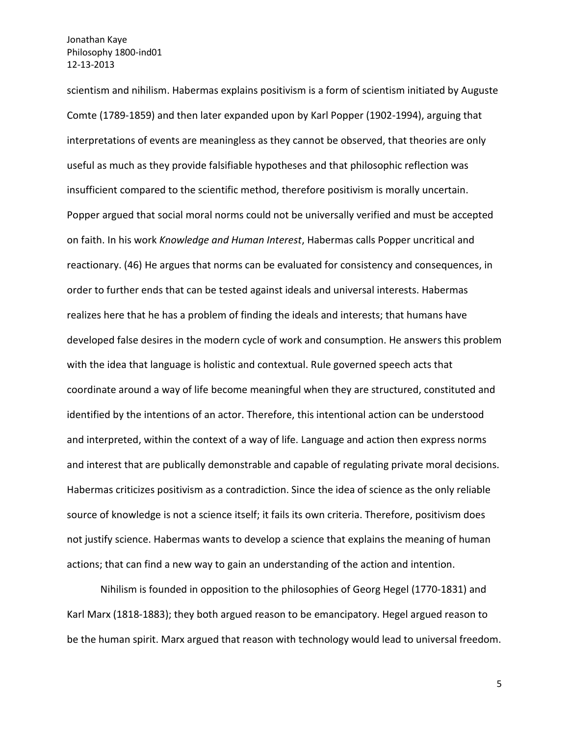scientism and nihilism. Habermas explains positivism is a form of scientism initiated by Auguste Comte (1789-1859) and then later expanded upon by Karl Popper (1902-1994), arguing that interpretations of events are meaningless as they cannot be observed, that theories are only useful as much as they provide falsifiable hypotheses and that philosophic reflection was insufficient compared to the scientific method, therefore positivism is morally uncertain. Popper argued that social moral norms could not be universally verified and must be accepted on faith. In his work *Knowledge and Human Interest*, Habermas calls Popper uncritical and reactionary. (46) He argues that norms can be evaluated for consistency and consequences, in order to further ends that can be tested against ideals and universal interests. Habermas realizes here that he has a problem of finding the ideals and interests; that humans have developed false desires in the modern cycle of work and consumption. He answers this problem with the idea that language is holistic and contextual. Rule governed speech acts that coordinate around a way of life become meaningful when they are structured, constituted and identified by the intentions of an actor. Therefore, this intentional action can be understood and interpreted, within the context of a way of life. Language and action then express norms and interest that are publically demonstrable and capable of regulating private moral decisions. Habermas criticizes positivism as a contradiction. Since the idea of science as the only reliable source of knowledge is not a science itself; it fails its own criteria. Therefore, positivism does not justify science. Habermas wants to develop a science that explains the meaning of human actions; that can find a new way to gain an understanding of the action and intention.

Nihilism is founded in opposition to the philosophies of Georg Hegel (1770-1831) and Karl Marx (1818-1883); they both argued reason to be emancipatory. Hegel argued reason to be the human spirit. Marx argued that reason with technology would lead to universal freedom.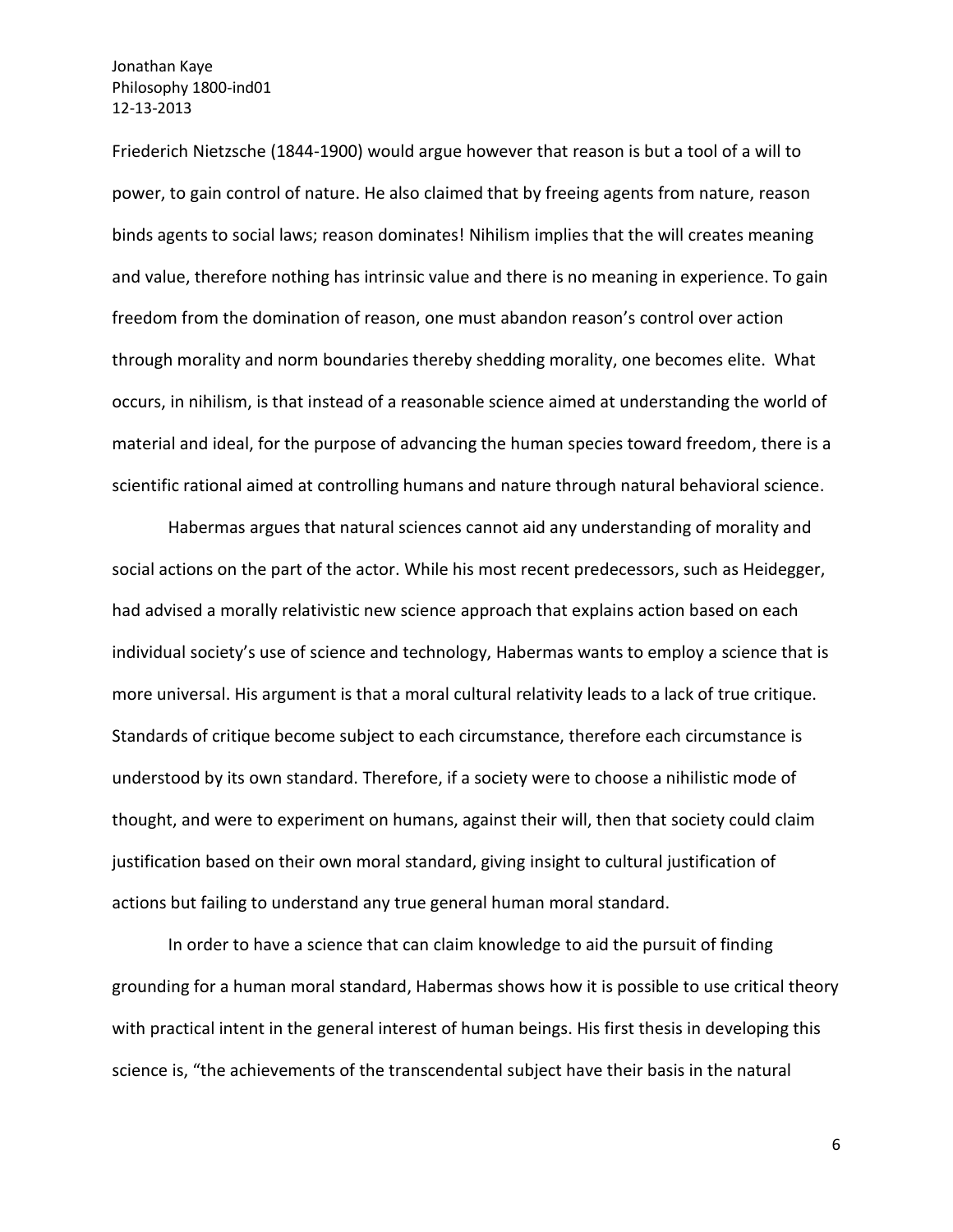Friederich Nietzsche (1844-1900) would argue however that reason is but a tool of a will to power, to gain control of nature. He also claimed that by freeing agents from nature, reason binds agents to social laws; reason dominates! Nihilism implies that the will creates meaning and value, therefore nothing has intrinsic value and there is no meaning in experience. To gain freedom from the domination of reason, one must abandon reason's control over action through morality and norm boundaries thereby shedding morality, one becomes elite. What occurs, in nihilism, is that instead of a reasonable science aimed at understanding the world of material and ideal, for the purpose of advancing the human species toward freedom, there is a scientific rational aimed at controlling humans and nature through natural behavioral science.

Habermas argues that natural sciences cannot aid any understanding of morality and social actions on the part of the actor. While his most recent predecessors, such as Heidegger, had advised a morally relativistic new science approach that explains action based on each individual society's use of science and technology, Habermas wants to employ a science that is more universal. His argument is that a moral cultural relativity leads to a lack of true critique. Standards of critique become subject to each circumstance, therefore each circumstance is understood by its own standard. Therefore, if a society were to choose a nihilistic mode of thought, and were to experiment on humans, against their will, then that society could claim justification based on their own moral standard, giving insight to cultural justification of actions but failing to understand any true general human moral standard.

In order to have a science that can claim knowledge to aid the pursuit of finding grounding for a human moral standard, Habermas shows how it is possible to use critical theory with practical intent in the general interest of human beings. His first thesis in developing this science is, "the achievements of the transcendental subject have their basis in the natural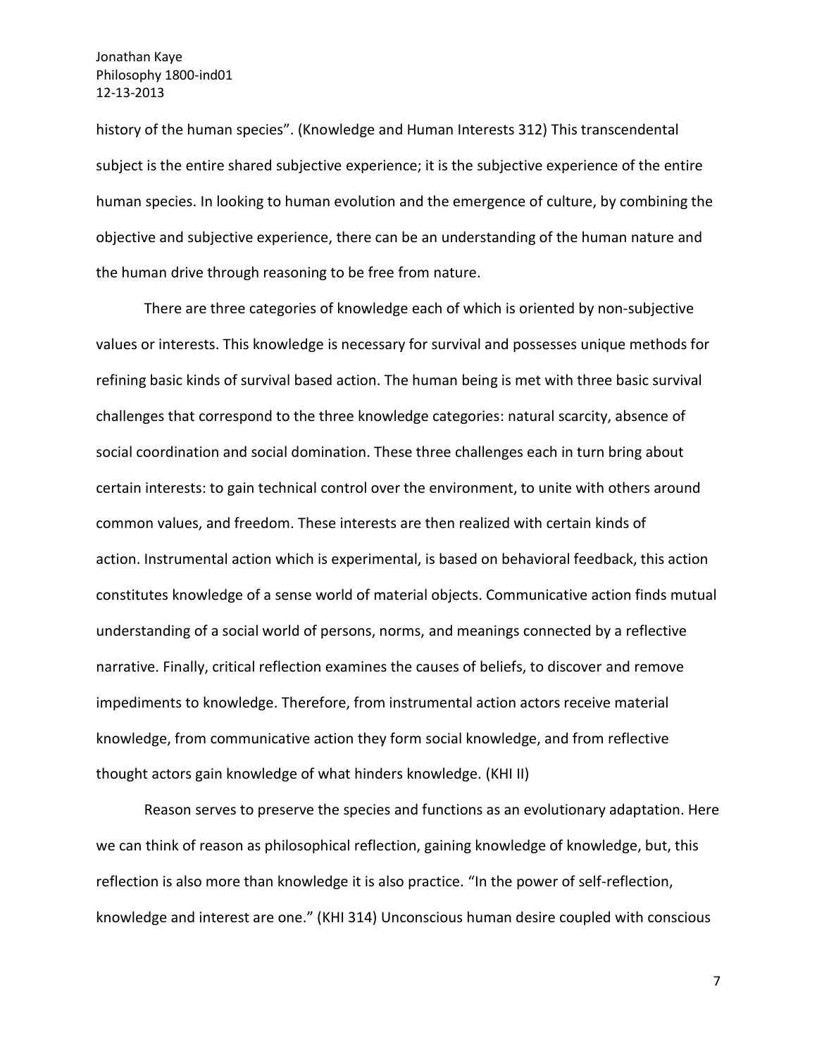history of the human species". (Knowledge and Human Interests 312) This transcendental subject is the entire shared subjective experience; it is the subjective experience of the entire human species. In looking to human evolution and the emergence of culture, by combining the objective and subjective experience, there can be an understanding of the human nature and the human drive through reasoning to be free from nature.

There are three categories of knowledge each of which is oriented by non-subjective values or interests. This knowledge is necessary for survival and possesses unique methods for refining basic kinds of survival based action. The human being is met with three basic survival challenges that correspond to the three knowledge categories: natural scarcity, absence of social coordination and social domination. These three challenges each in turn bring about certain interests: to gain technical control over the environment, to unite with others around common values, and freedom. These interests are then realized with certain kinds of action. Instrumental action which is experimental, is based on behavioral feedback, this action constitutes knowledge of a sense world of material objects. Communicative action finds mutual understanding of a social world of persons, norms, and meanings connected by a reflective narrative. Finally, critical reflection examines the causes of beliefs, to discover and remove impediments to knowledge. Therefore, from instrumental action actors receive material knowledge, from communicative action they form social knowledge, and from reflective thought actors gain knowledge of what hinders knowledge. (KHI II)

Reason serves to preserve the species and functions as an evolutionary adaptation. Here we can think of reason as philosophical reflection, gaining knowledge of knowledge, but, this reflection is also more than knowledge it is also practice. "In the power of self-reflection, knowledge and interest are one." (KHI 314) Unconscious human desire coupled with conscious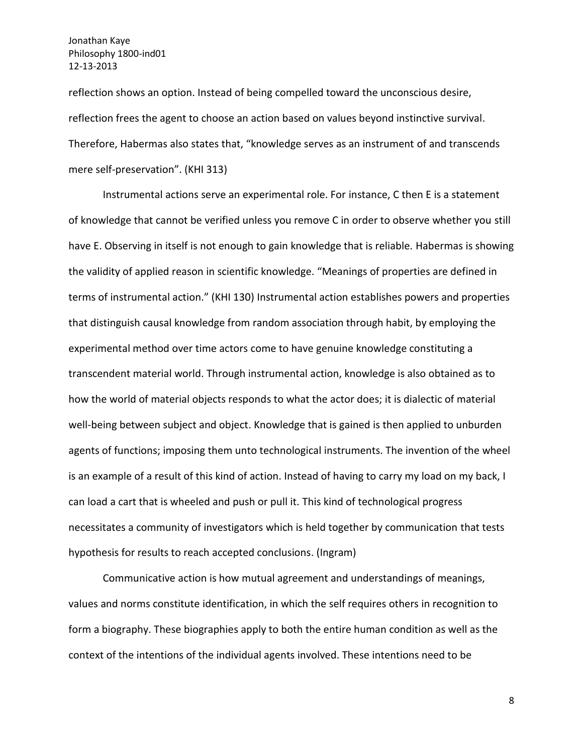reflection shows an option. Instead of being compelled toward the unconscious desire, reflection frees the agent to choose an action based on values beyond instinctive survival. Therefore, Habermas also states that, "knowledge serves as an instrument of and transcends mere self-preservation". (KHI 313)

Instrumental actions serve an experimental role. For instance, C then E is a statement of knowledge that cannot be verified unless you remove C in order to observe whether you still have E. Observing in itself is not enough to gain knowledge that is reliable. Habermas is showing the validity of applied reason in scientific knowledge. "Meanings of properties are defined in terms of instrumental action." (KHI 130) Instrumental action establishes powers and properties that distinguish causal knowledge from random association through habit, by employing the experimental method over time actors come to have genuine knowledge constituting a transcendent material world. Through instrumental action, knowledge is also obtained as to how the world of material objects responds to what the actor does; it is dialectic of material well-being between subject and object. Knowledge that is gained is then applied to unburden agents of functions; imposing them unto technological instruments. The invention of the wheel is an example of a result of this kind of action. Instead of having to carry my load on my back, I can load a cart that is wheeled and push or pull it. This kind of technological progress necessitates a community of investigators which is held together by communication that tests hypothesis for results to reach accepted conclusions. (Ingram)

Communicative action is how mutual agreement and understandings of meanings, values and norms constitute identification, in which the self requires others in recognition to form a biography. These biographies apply to both the entire human condition as well as the context of the intentions of the individual agents involved. These intentions need to be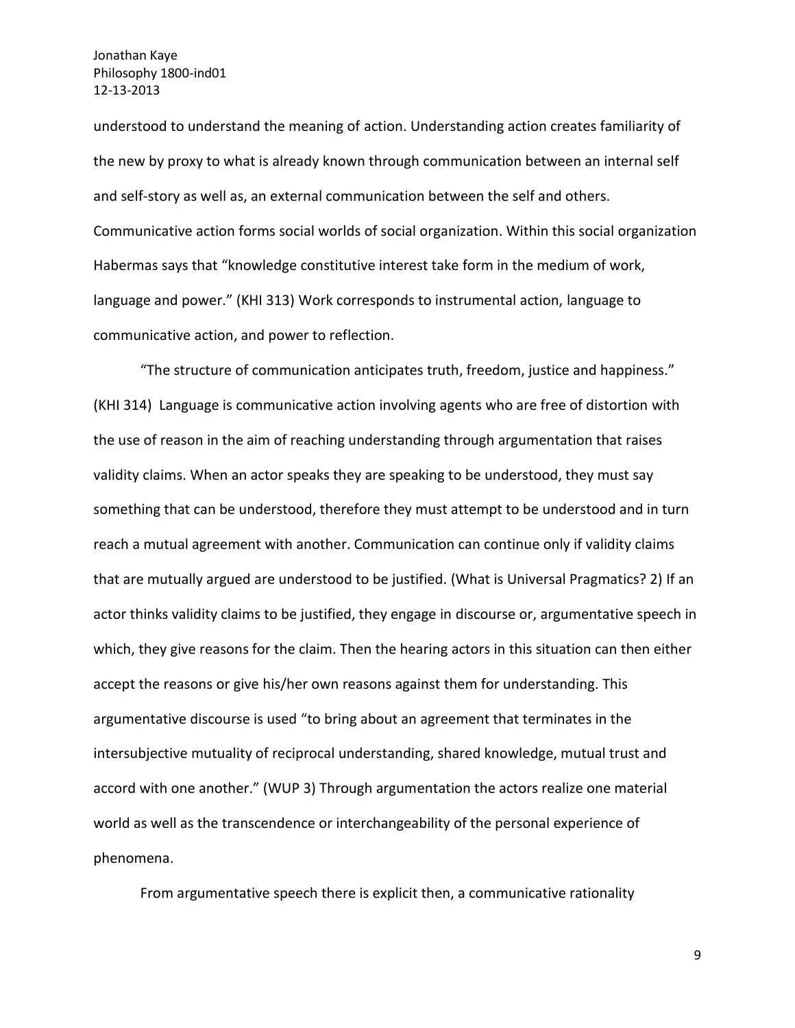understood to understand the meaning of action. Understanding action creates familiarity of the new by proxy to what is already known through communication between an internal self and self-story as well as, an external communication between the self and others. Communicative action forms social worlds of social organization. Within this social organization Habermas says that "knowledge constitutive interest take form in the medium of work, language and power." (KHI 313) Work corresponds to instrumental action, language to communicative action, and power to reflection.

"The structure of communication anticipates truth, freedom, justice and happiness." (KHI 314) Language is communicative action involving agents who are free of distortion with the use of reason in the aim of reaching understanding through argumentation that raises validity claims. When an actor speaks they are speaking to be understood, they must say something that can be understood, therefore they must attempt to be understood and in turn reach a mutual agreement with another. Communication can continue only if validity claims that are mutually argued are understood to be justified. (What is Universal Pragmatics? 2) If an actor thinks validity claims to be justified, they engage in discourse or, argumentative speech in which, they give reasons for the claim. Then the hearing actors in this situation can then either accept the reasons or give his/her own reasons against them for understanding. This argumentative discourse is used "to bring about an agreement that terminates in the intersubjective mutuality of reciprocal understanding, shared knowledge, mutual trust and accord with one another." (WUP 3) Through argumentation the actors realize one material world as well as the transcendence or interchangeability of the personal experience of phenomena.

From argumentative speech there is explicit then, a communicative rationality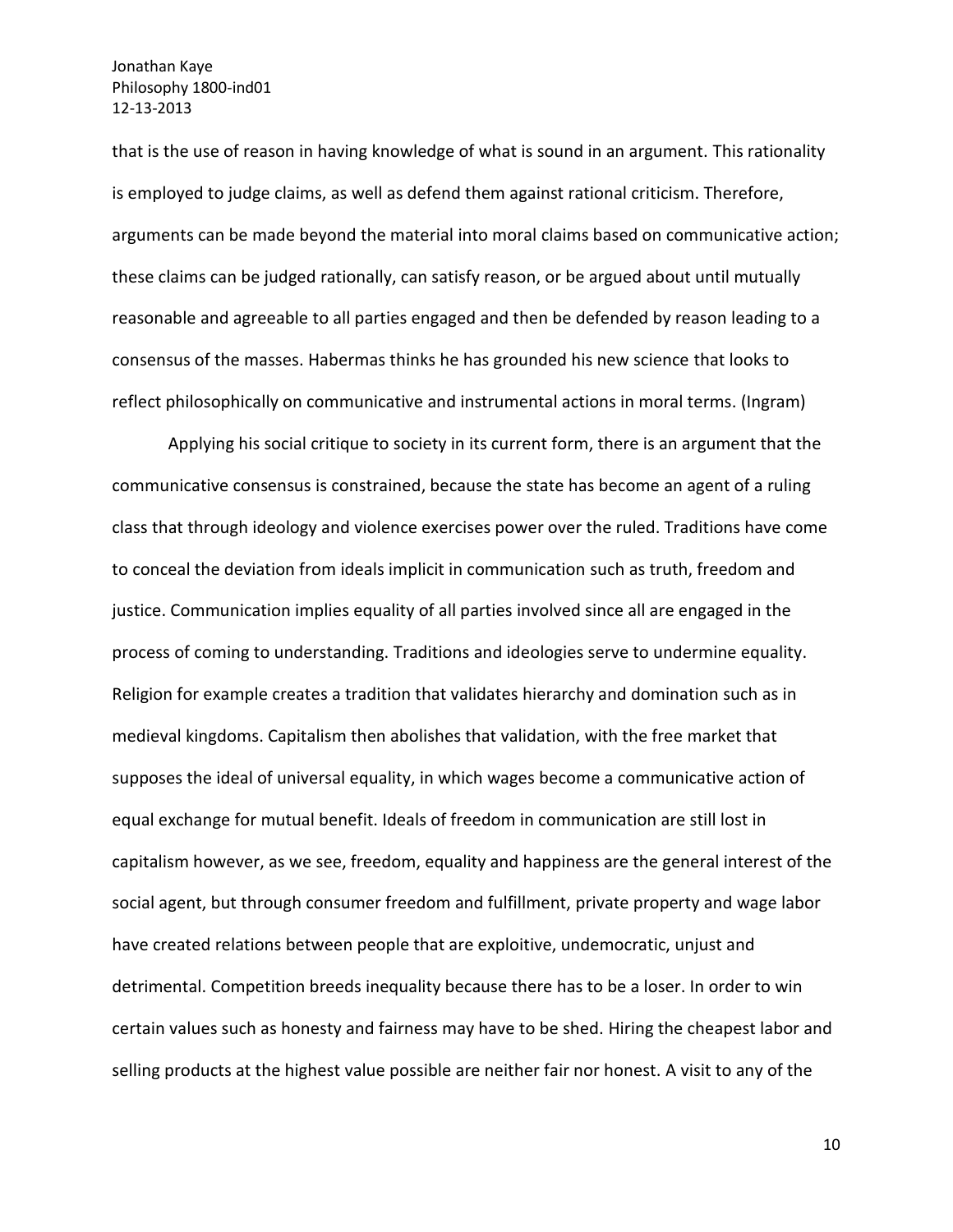that is the use of reason in having knowledge of what is sound in an argument. This rationality is employed to judge claims, as well as defend them against rational criticism. Therefore, arguments can be made beyond the material into moral claims based on communicative action; these claims can be judged rationally, can satisfy reason, or be argued about until mutually reasonable and agreeable to all parties engaged and then be defended by reason leading to a consensus of the masses. Habermas thinks he has grounded his new science that looks to reflect philosophically on communicative and instrumental actions in moral terms. (Ingram)

Applying his social critique to society in its current form, there is an argument that the communicative consensus is constrained, because the state has become an agent of a ruling class that through ideology and violence exercises power over the ruled. Traditions have come to conceal the deviation from ideals implicit in communication such as truth, freedom and justice. Communication implies equality of all parties involved since all are engaged in the process of coming to understanding. Traditions and ideologies serve to undermine equality. Religion for example creates a tradition that validates hierarchy and domination such as in medieval kingdoms. Capitalism then abolishes that validation, with the free market that supposes the ideal of universal equality, in which wages become a communicative action of equal exchange for mutual benefit. Ideals of freedom in communication are still lost in capitalism however, as we see, freedom, equality and happiness are the general interest of the social agent, but through consumer freedom and fulfillment, private property and wage labor have created relations between people that are exploitive, undemocratic, unjust and detrimental. Competition breeds inequality because there has to be a loser. In order to win certain values such as honesty and fairness may have to be shed. Hiring the cheapest labor and selling products at the highest value possible are neither fair nor honest. A visit to any of the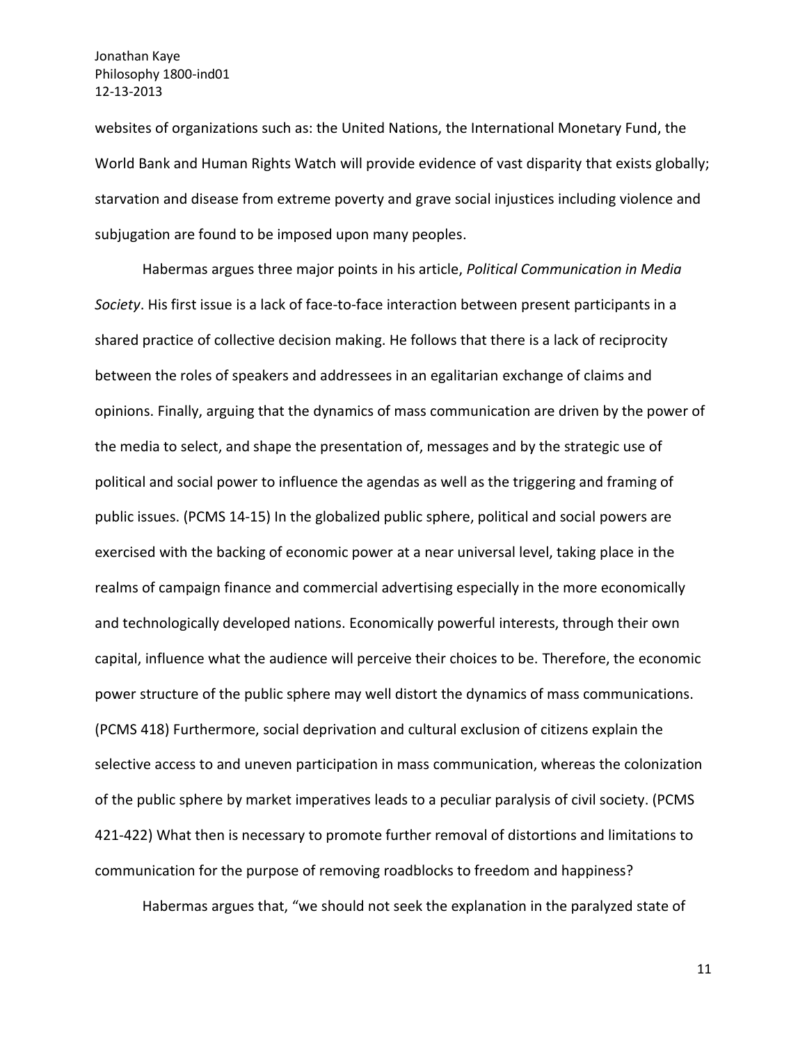websites of organizations such as: the United Nations, the International Monetary Fund, the World Bank and Human Rights Watch will provide evidence of vast disparity that exists globally; starvation and disease from extreme poverty and grave social injustices including violence and subjugation are found to be imposed upon many peoples.

Habermas argues three major points in his article, *Political Communication in Media Society*. His first issue is a lack of face-to-face interaction between present participants in a shared practice of collective decision making. He follows that there is a lack of reciprocity between the roles of speakers and addressees in an egalitarian exchange of claims and opinions. Finally, arguing that the dynamics of mass communication are driven by the power of the media to select, and shape the presentation of, messages and by the strategic use of political and social power to influence the agendas as well as the triggering and framing of public issues. (PCMS 14-15) In the globalized public sphere, political and social powers are exercised with the backing of economic power at a near universal level, taking place in the realms of campaign finance and commercial advertising especially in the more economically and technologically developed nations. Economically powerful interests, through their own capital, influence what the audience will perceive their choices to be. Therefore, the economic power structure of the public sphere may well distort the dynamics of mass communications. (PCMS 418) Furthermore, social deprivation and cultural exclusion of citizens explain the selective access to and uneven participation in mass communication, whereas the colonization of the public sphere by market imperatives leads to a peculiar paralysis of civil society. (PCMS 421-422) What then is necessary to promote further removal of distortions and limitations to communication for the purpose of removing roadblocks to freedom and happiness?

Habermas argues that, "we should not seek the explanation in the paralyzed state of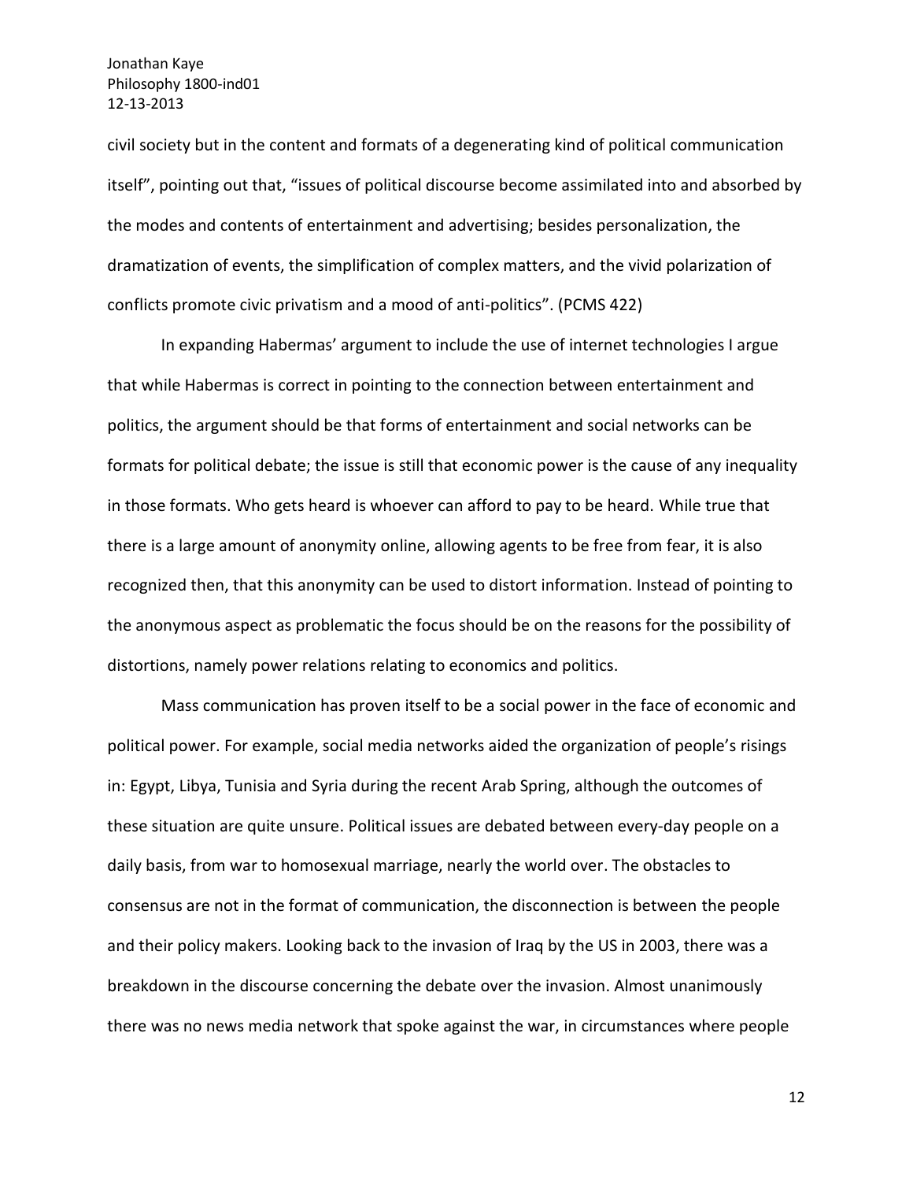civil society but in the content and formats of a degenerating kind of political communication itself", pointing out that, "issues of political discourse become assimilated into and absorbed by the modes and contents of entertainment and advertising; besides personalization, the dramatization of events, the simplification of complex matters, and the vivid polarization of conflicts promote civic privatism and a mood of anti-politics". (PCMS 422)

In expanding Habermas' argument to include the use of internet technologies I argue that while Habermas is correct in pointing to the connection between entertainment and politics, the argument should be that forms of entertainment and social networks can be formats for political debate; the issue is still that economic power is the cause of any inequality in those formats. Who gets heard is whoever can afford to pay to be heard. While true that there is a large amount of anonymity online, allowing agents to be free from fear, it is also recognized then, that this anonymity can be used to distort information. Instead of pointing to the anonymous aspect as problematic the focus should be on the reasons for the possibility of distortions, namely power relations relating to economics and politics.

Mass communication has proven itself to be a social power in the face of economic and political power. For example, social media networks aided the organization of people's risings in: Egypt, Libya, Tunisia and Syria during the recent Arab Spring, although the outcomes of these situation are quite unsure. Political issues are debated between every-day people on a daily basis, from war to homosexual marriage, nearly the world over. The obstacles to consensus are not in the format of communication, the disconnection is between the people and their policy makers. Looking back to the invasion of Iraq by the US in 2003, there was a breakdown in the discourse concerning the debate over the invasion. Almost unanimously there was no news media network that spoke against the war, in circumstances where people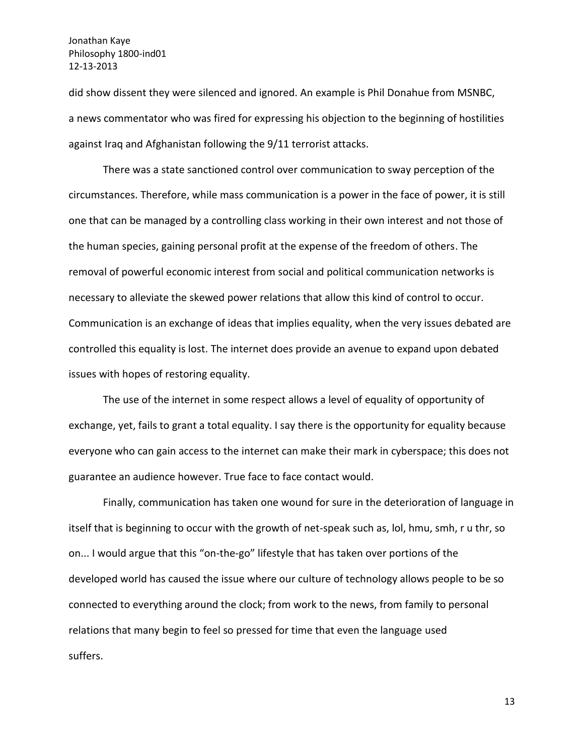did show dissent they were silenced and ignored. An example is Phil Donahue from MSNBC, a news commentator who was fired for expressing his objection to the beginning of hostilities against Iraq and Afghanistan following the 9/11 terrorist attacks.

There was a state sanctioned control over communication to sway perception of the circumstances. Therefore, while mass communication is a power in the face of power, it is still one that can be managed by a controlling class working in their own interest and not those of the human species, gaining personal profit at the expense of the freedom of others. The removal of powerful economic interest from social and political communication networks is necessary to alleviate the skewed power relations that allow this kind of control to occur. Communication is an exchange of ideas that implies equality, when the very issues debated are controlled this equality is lost. The internet does provide an avenue to expand upon debated issues with hopes of restoring equality.

The use of the internet in some respect allows a level of equality of opportunity of exchange, yet, fails to grant a total equality. I say there is the opportunity for equality because everyone who can gain access to the internet can make their mark in cyberspace; this does not guarantee an audience however. True face to face contact would.

Finally, communication has taken one wound for sure in the deterioration of language in itself that is beginning to occur with the growth of net-speak such as, lol, hmu, smh, r u thr, so on... I would argue that this "on-the-go" lifestyle that has taken over portions of the developed world has caused the issue where our culture of technology allows people to be so connected to everything around the clock; from work to the news, from family to personal relations that many begin to feel so pressed for time that even the language used suffers.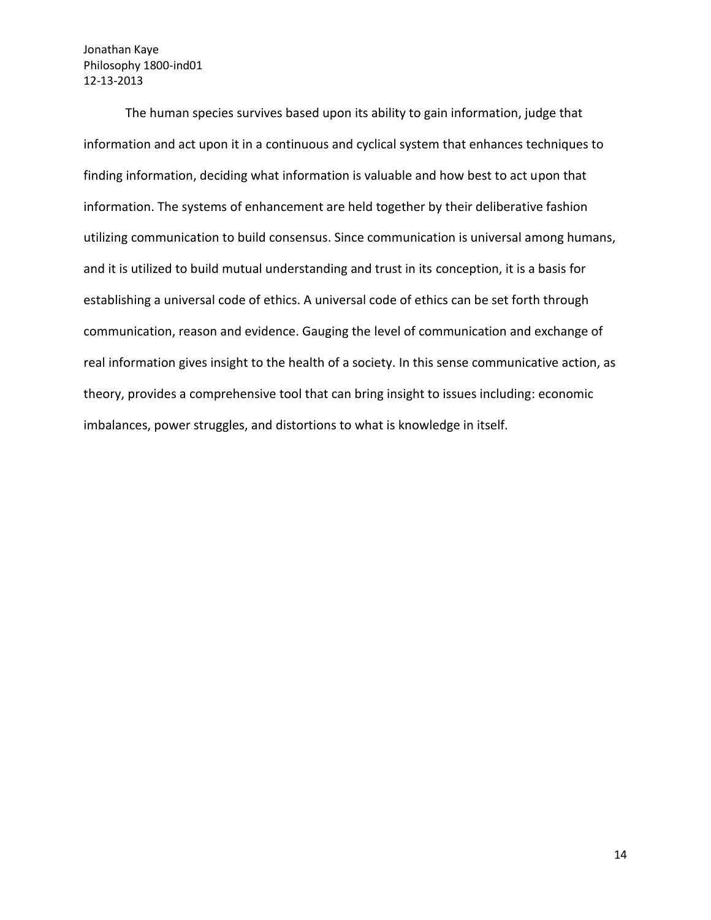Jonathan Kaye
Philosophy 1800-ind01
12-13-2013

The human species survives based upon its ability to gain information, judge that information and act upon it in a continuous and cyclical system that enhances techniques to finding information, deciding what information is valuable and how best to act upon that information. The systems of enhancement are held together by their deliberative fashion utilizing communication to build consensus. Since communication is universal among humans, and it is utilized to build mutual understanding and trust in its conception, it is a basis for establishing a universal code of ethics. A universal code of ethics can be set forth through communication, reason and evidence. Gauging the level of communication and exchange of real information gives insight to the health of a society. In this sense communicative action, as theory, provides a comprehensive tool that can bring insight to issues including: economic imbalances, power struggles, and distortions to what is knowledge in itself.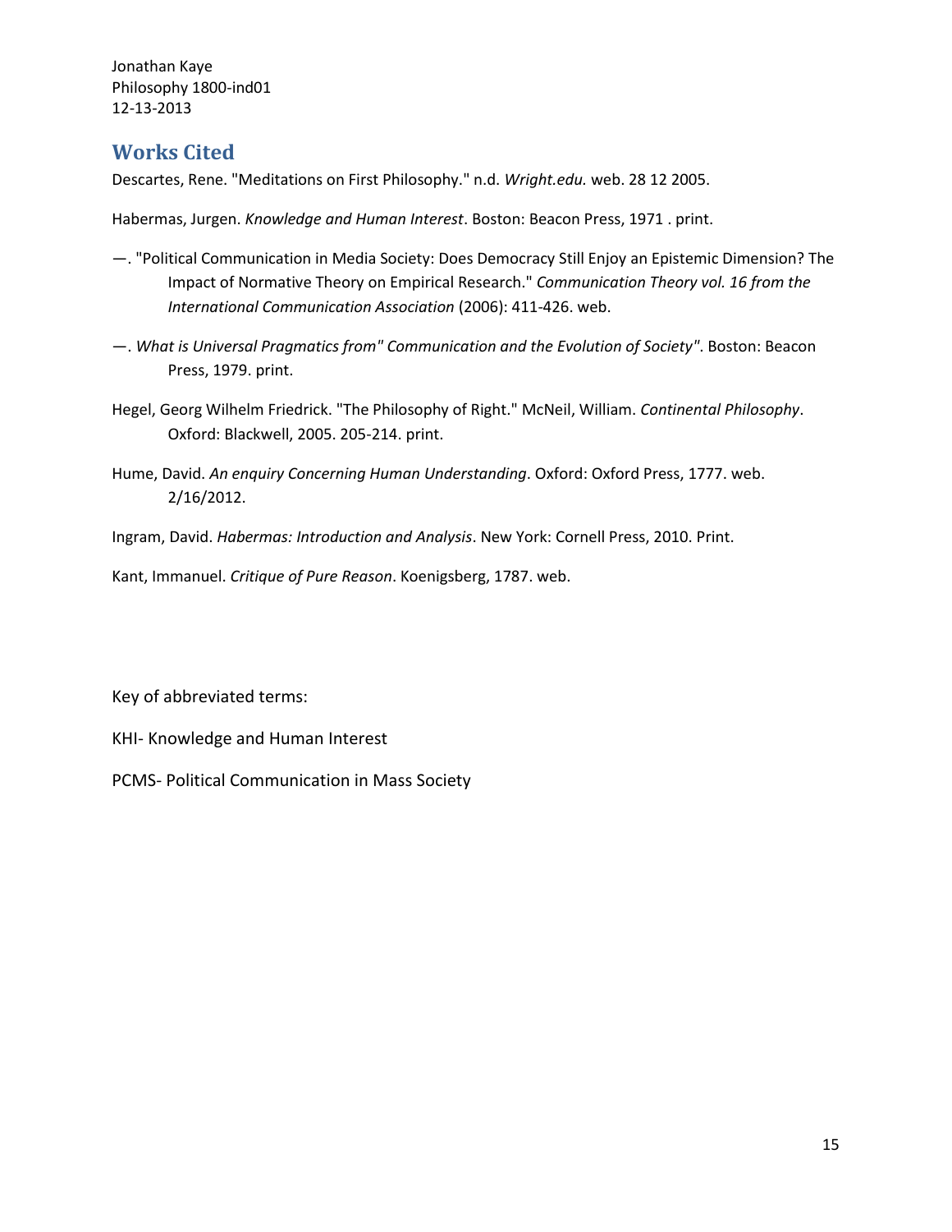Jonathan Kaye
Philosophy 1800-ind01
12-13-2013

## Works Cited

Descartes, Rene. "Meditations on First Philosophy." n.d. *Wright.edu.* web. 28 12 2005.

Habermas, Jurgen. *Knowledge and Human Interest*. Boston: Beacon Press, 1971 . print.

—. "Political Communication in Media Society: Does Democracy Still Enjoy an Epistemic Dimension? The Impact of Normative Theory on Empirical Research." *Communication Theory vol. 16 from the International Communication Association* (2006): 411-426. web.

—. *What is Universal Pragmatics from" Communication and the Evolution of Society"*. Boston: Beacon Press, 1979. print.

Hegel, Georg Wilhelm Friedrick. "The Philosophy of Right." McNeil, William. *Continental Philosophy*. Oxford: Blackwell, 2005. 205-214. print.

Hume, David. *An enquiry Concerning Human Understanding*. Oxford: Oxford Press, 1777. web. 2/16/2012.

Ingram, David. *Habermas: Introduction and Analysis*. New York: Cornell Press, 2010. Print.

Kant, Immanuel. *Critique of Pure Reason*. Koenigsberg, 1787. web.

Key of abbreviated terms:

KHI- Knowledge and Human Interest

PCMS- Political Communication in Mass Society